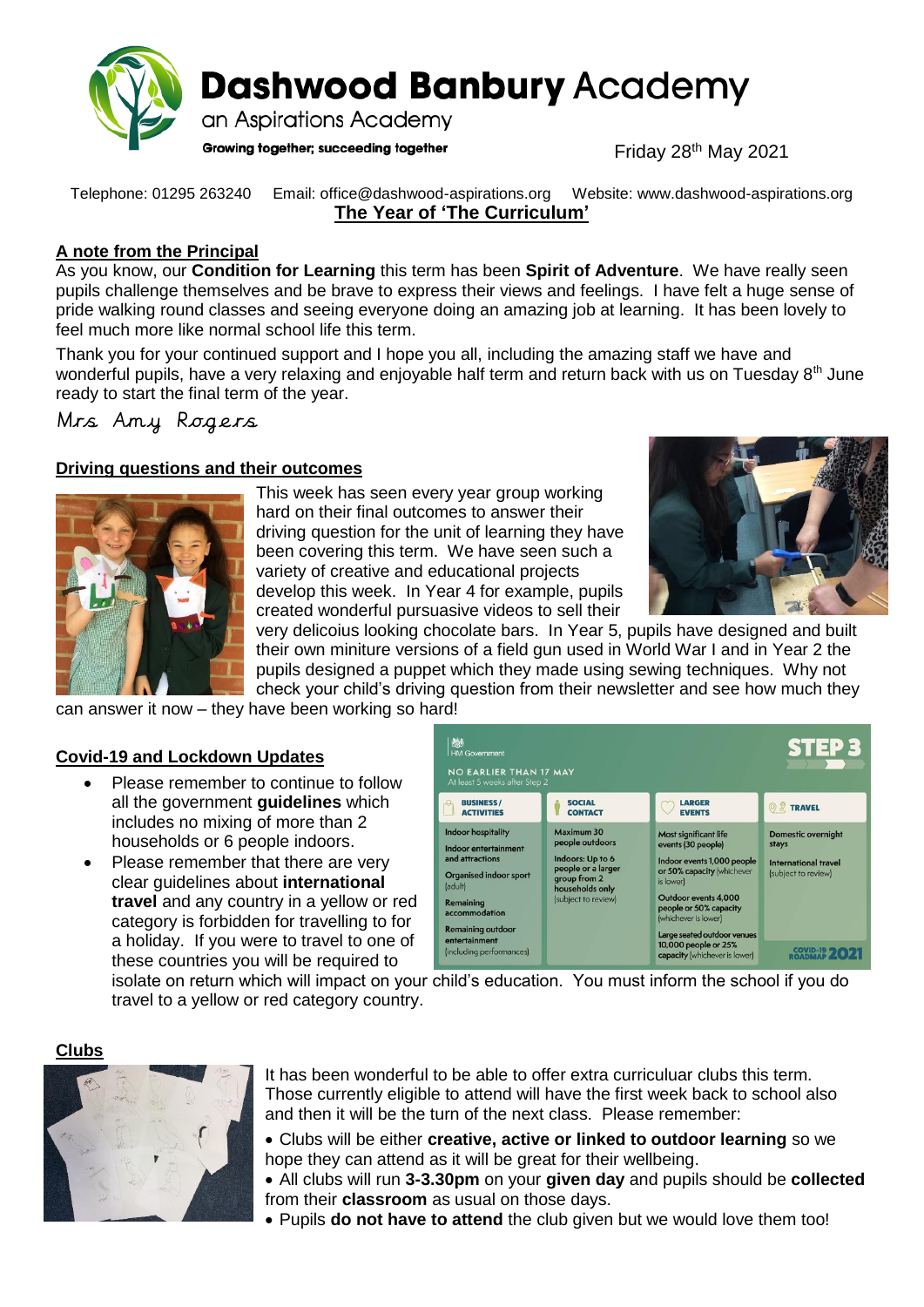# Dashwood Banbury Academy

an Aspirations Academy

**Growing together; succeeding together**

Friday 28th May 2021

Telephone: 01295 263240 Email: office@dashwood-aspirations.org Website: www.dashwood-aspirations.org

## The Year of 'The Curriculum'

### A note from the Principal

As you know, our **Condition for Learning** this term has been **Spirit of Adventure**. We have really seen pupils challenge themselves and be brave to express their views and feelings. I have felt a huge sense of pride walking round classes and seeing everyone doing an amazing job at learning. It has been lovely to feel much more like normal school life this term.

Thank you for your continued support and I hope you all, including the amazing staff we have and wonderful pupils, have a very relaxing and enjoyable half term and return back with us on Tuesday 8th June ready to start the final term of the year.

*Mrs Amy Rogers*

### Driving questions and their outcomes

This week has seen every year group working hard on their final outcomes to answer their driving question for the unit of learning they have been covering this term. We have seen such a variety of creative and educational projects develop this week. In Year 4 for example, pupils created wonderful pursuasive videos to sell their very delicoius looking chocolate bars. In Year 5, pupils have designed and built their own miniture versions of a field gun used in World War I and in Year 2 the pupils designed a puppet which they made using sewing techniques. Why not check your child's driving question from their newsletter and see how much they can answer it now – they have been working so hard!

### Covid-19 and Lockdown Updates

- Please remember to continue to follow all the government **guidelines** which includes no mixing of more than 2 households or 6 people indoors.
- Please remember that there are very clear guidelines about **international travel** and any country in a yellow or red category is forbidden for travelling to for a holiday. If you were to travel to one of these countries you will be required to isolate on return which will impact on your child's education. You must inform the school if you do travel to a yellow or red category country.

HM Government

**STEP 3**

NO EARLIER THAN 17 MAY
At least 5 weeks after Step 2

| BUSINESS / ACTIVITIES | SOCIAL CONTACT | LARGER EVENTS | TRAVEL |
|---|---|---|---|
| Indoor hospitality<br>Indoor entertainment and attractions<br>Organised indoor sport (adult)<br>Remaining accommodation<br>Remaining outdoor entertainment (including performances) | Maximum 30 people outdoors<br>Indoors: Up to 6 people or a larger group from 2 households only (subject to review) | Most significant life events (30 people)<br>Indoor events 1,000 people or 50% capacity (whichever is lower)<br>Outdoor events 4,000 people or 50% capacity (whichever is lower)<br>Large seated outdoor venues 10,000 people or 25% capacity (whichever is lower) | Domestic overnight stays<br>International travel (subject to review) |

COVID-19 ROADMAP 2021

### Clubs

It has been wonderful to be able to offer extra curriculuar clubs this term. Those currently eligible to attend will have the first week back to school also and then it will be the turn of the next class. Please remember:

- Clubs will be either **creative, active or linked to outdoor learning** so we hope they can attend as it will be great for their wellbeing.
- All clubs will run **3-3.30pm** on your **given day** and pupils should be **collected** from their **classroom** as usual on those days.
- Pupils **do not have to attend** the club given but we would love them too!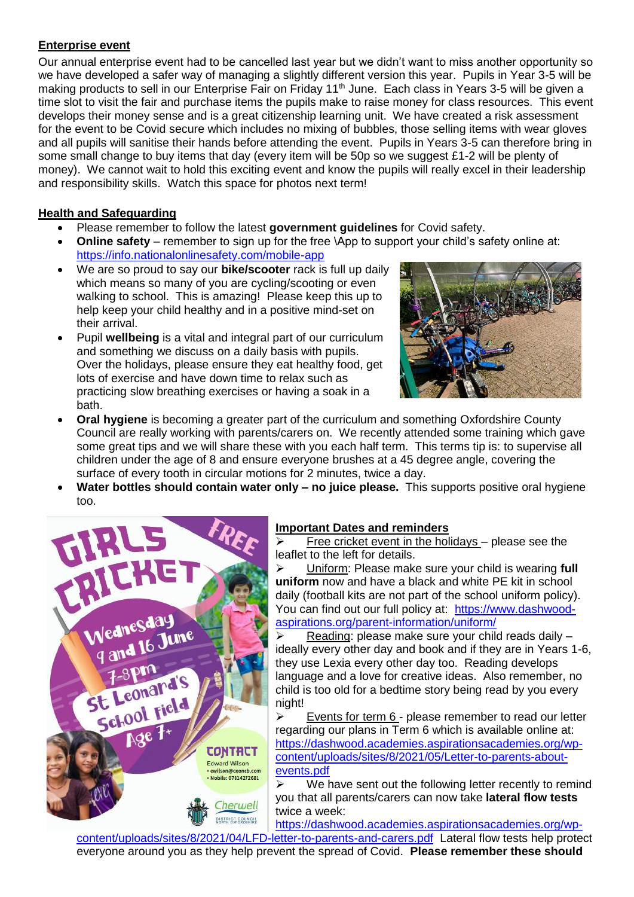**Enterprise event**

Our annual enterprise event had to be cancelled last year but we didn't want to miss another opportunity so we have developed a safer way of managing a slightly different version this year. Pupils in Year 3-5 will be making products to sell in our Enterprise Fair on Friday 11th June. Each class in Years 3-5 will be given a time slot to visit the fair and purchase items the pupils make to raise money for class resources. This event develops their money sense and is a great citizenship learning unit. We have created a risk assessment for the event to be Covid secure which includes no mixing of bubbles, those selling items with wear gloves and all pupils will sanitise their hands before attending the event. Pupils in Years 3-5 can therefore bring in some small change to buy items that day (every item will be 50p so we suggest £1-2 will be plenty of money). We cannot wait to hold this exciting event and know the pupils will really excel in their leadership and responsibility skills. Watch this space for photos next term!

**Health and Safeguarding**

- Please remember to follow the latest **government guidelines** for Covid safety.
- **Online safety** – remember to sign up for the free \App to support your child's safety online at: https://info.nationalonlinesafety.com/mobile-app
- We are so proud to say our **bike/scooter** rack is full up daily which means so many of you are cycling/scooting or even walking to school. This is amazing! Please keep this up to help keep your child healthy and in a positive mind-set on their arrival.
- Pupil **wellbeing** is a vital and integral part of our curriculum and something we discuss on a daily basis with pupils. Over the holidays, please ensure they eat healthy food, get lots of exercise and have down time to relax such as practicing slow breathing exercises or having a soak in a bath.
- **Oral hygiene** is becoming a greater part of the curriculum and something Oxfordshire County Council are really working with parents/carers on. We recently attended some training which gave some great tips and we will share these with you each half term. This terms tip is: to supervise all children under the age of 8 and ensure everyone brushes at a 45 degree angle, covering the surface of every tooth in circular motions for 2 minutes, twice a day.
- **Water bottles should contain water only – no juice please.** This supports positive oral hygiene too.

GIRLS CRICKET — FREE
Wednesday 9 and 16 June
7-8pm
St Leonard's School Field
Age 7+
CONTACT
Edward Wilson
• ewilson@oxoncb.com
• Mobile: 07814272681
Cherwell District Council North Oxfordshire

**Important Dates and reminders**

- Free cricket event in the holidays – please see the leaflet to the left for details.
- Uniform: Please make sure your child is wearing **full uniform** now and have a black and white PE kit in school daily (football kits are not part of the school uniform policy). You can find out our full policy at: https://www.dashwood-aspirations.org/parent-information/uniform/
- Reading: please make sure your child reads daily – ideally every other day and book and if they are in Years 1-6, they use Lexia every other day too. Reading develops language and a love for creative ideas. Also remember, no child is too old for a bedtime story being read by you every night!
- Events for term 6 - please remember to read our letter regarding our plans in Term 6 which is available online at: https://dashwood.academies.aspirationsacademies.org/wp-content/uploads/sites/8/2021/05/Letter-to-parents-about-events.pdf
- We have sent out the following letter recently to remind you that all parents/carers can now take **lateral flow tests** twice a week: https://dashwood.academies.aspirationsacademies.org/wp-content/uploads/sites/8/2021/04/LFD-letter-to-parents-and-carers.pdf Lateral flow tests help protect everyone around you as they help prevent the spread of Covid. **Please remember these should**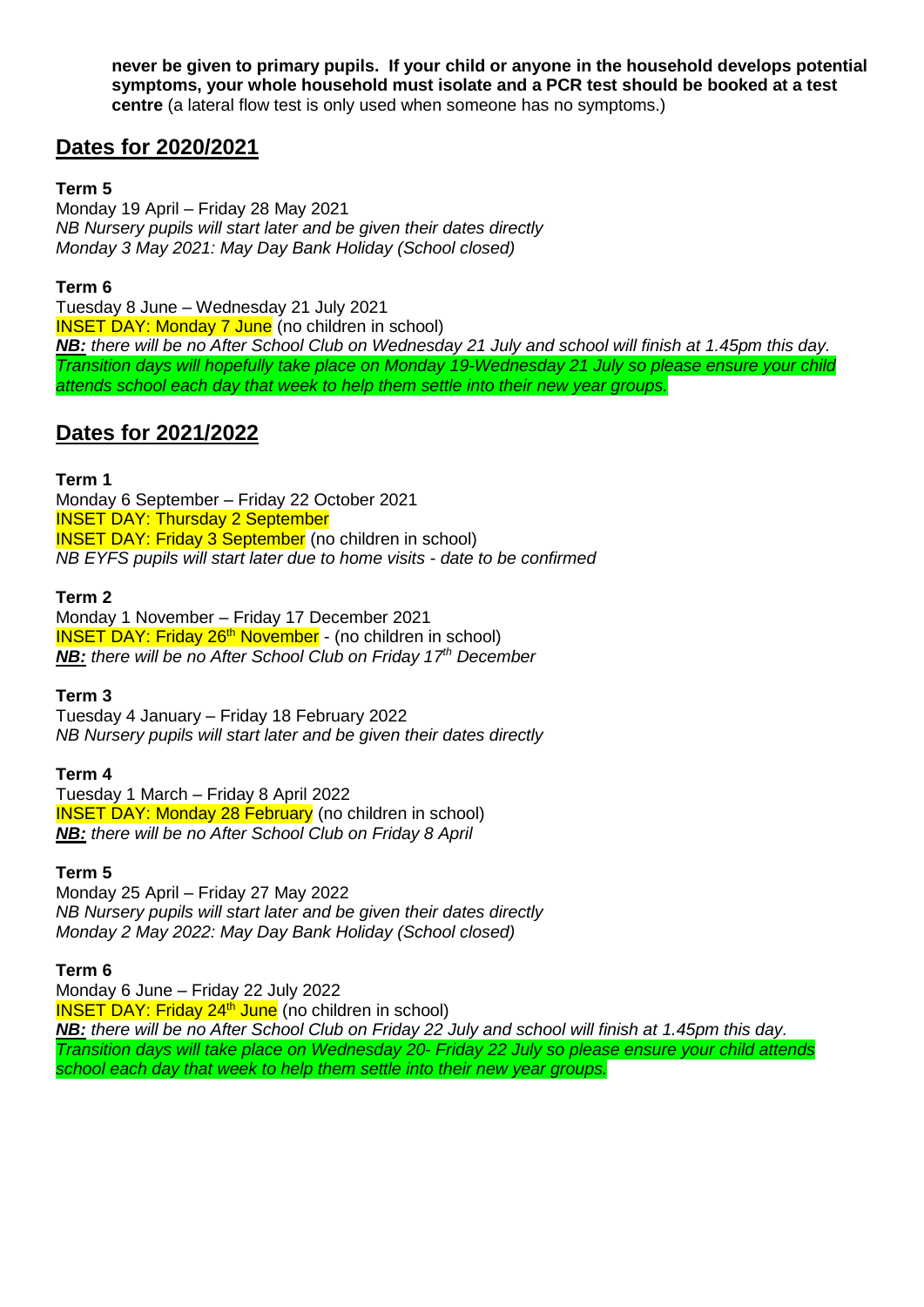**never be given to primary pupils. If your child or anyone in the household develops potential symptoms, your whole household must isolate and a PCR test should be booked at a test centre** (a lateral flow test is only used when someone has no symptoms.)

## Dates for 2020/2021

**Term 5**
Monday 19 April – Friday 28 May 2021
*NB Nursery pupils will start later and be given their dates directly*
*Monday 3 May 2021: May Day Bank Holiday (School closed)*

**Term 6**
Tuesday 8 June – Wednesday 21 July 2021
INSET DAY: Monday 7 June (no children in school)
***NB:*** *there will be no After School Club on Wednesday 21 July and school will finish at 1.45pm this day.*
*Transition days will hopefully take place on Monday 19-Wednesday 21 July so please ensure your child attends school each day that week to help them settle into their new year groups.*

## Dates for 2021/2022

**Term 1**
Monday 6 September – Friday 22 October 2021
INSET DAY: Thursday 2 September
INSET DAY: Friday 3 September (no children in school)
*NB EYFS pupils will start later due to home visits - date to be confirmed*

**Term 2**
Monday 1 November – Friday 17 December 2021
INSET DAY: Friday 26th November - (no children in school)
***NB:*** *there will be no After School Club on Friday 17th December*

**Term 3**
Tuesday 4 January – Friday 18 February 2022
*NB Nursery pupils will start later and be given their dates directly*

**Term 4**
Tuesday 1 March – Friday 8 April 2022
INSET DAY: Monday 28 February (no children in school)
***NB:*** *there will be no After School Club on Friday 8 April*

**Term 5**
Monday 25 April – Friday 27 May 2022
*NB Nursery pupils will start later and be given their dates directly*
*Monday 2 May 2022: May Day Bank Holiday (School closed)*

**Term 6**
Monday 6 June – Friday 22 July 2022
INSET DAY: Friday 24th June (no children in school)
***NB:*** *there will be no After School Club on Friday 22 July and school will finish at 1.45pm this day.*
*Transition days will take place on Wednesday 20- Friday 22 July so please ensure your child attends school each day that week to help them settle into their new year groups.*